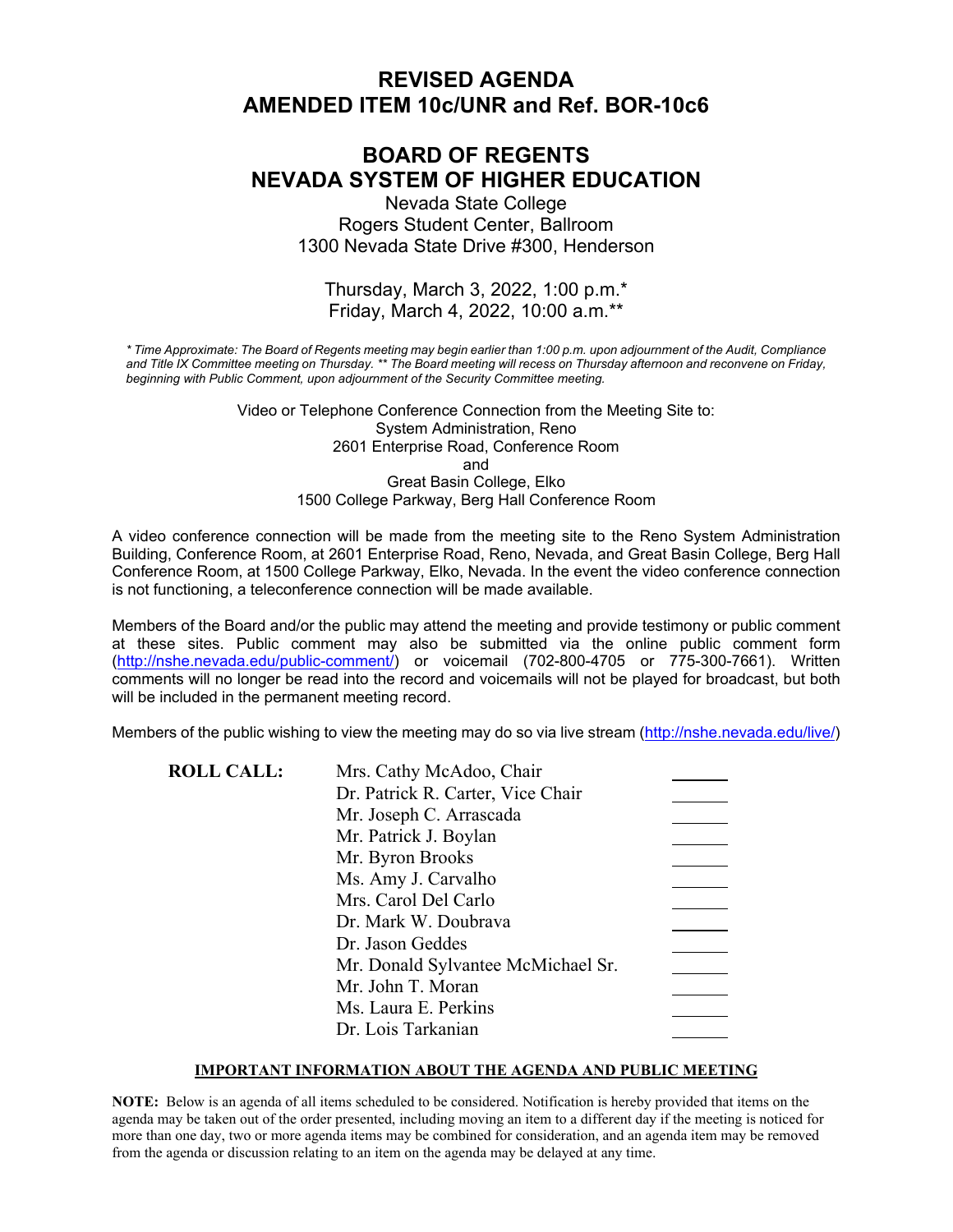# REVISED AGENDA
# AMENDED ITEM 10c/UNR and Ref. BOR-10c6

# BOARD OF REGENTS
# NEVADA SYSTEM OF HIGHER EDUCATION

Nevada State College
Rogers Student Center, Ballroom
1300 Nevada State Drive #300, Henderson

Thursday, March 3, 2022, 1:00 p.m.*
Friday, March 4, 2022, 10:00 a.m.**

*\* Time Approximate: The Board of Regents meeting may begin earlier than 1:00 p.m. upon adjournment of the Audit, Compliance and Title IX Committee meeting on Thursday. \*\* The Board meeting will recess on Thursday afternoon and reconvene on Friday, beginning with Public Comment, upon adjournment of the Security Committee meeting.*

Video or Telephone Conference Connection from the Meeting Site to:
System Administration, Reno
2601 Enterprise Road, Conference Room
and
Great Basin College, Elko
1500 College Parkway, Berg Hall Conference Room

A video conference connection will be made from the meeting site to the Reno System Administration Building, Conference Room, at 2601 Enterprise Road, Reno, Nevada, and Great Basin College, Berg Hall Conference Room, at 1500 College Parkway, Elko, Nevada. In the event the video conference connection is not functioning, a teleconference connection will be made available.

Members of the Board and/or the public may attend the meeting and provide testimony or public comment at these sites. Public comment may also be submitted via the online public comment form (http://nshe.nevada.edu/public-comment/) or voicemail (702-800-4705 or 775-300-7661). Written comments will no longer be read into the record and voicemails will not be played for broadcast, but both will be included in the permanent meeting record.

Members of the public wishing to view the meeting may do so via live stream (http://nshe.nevada.edu/live/)

| **ROLL CALL:** | | |
|---|---|---|
| | Mrs. Cathy McAdoo, Chair | ______ |
| | Dr. Patrick R. Carter, Vice Chair | ______ |
| | Mr. Joseph C. Arrascada | ______ |
| | Mr. Patrick J. Boylan | ______ |
| | Mr. Byron Brooks | ______ |
| | Ms. Amy J. Carvalho | ______ |
| | Mrs. Carol Del Carlo | ______ |
| | Dr. Mark W. Doubrava | ______ |
| | Dr. Jason Geddes | ______ |
| | Mr. Donald Sylvantee McMichael Sr. | ______ |
| | Mr. John T. Moran | ______ |
| | Ms. Laura E. Perkins | ______ |
| | Dr. Lois Tarkanian | ______ |

**IMPORTANT INFORMATION ABOUT THE AGENDA AND PUBLIC MEETING**

**NOTE:** Below is an agenda of all items scheduled to be considered. Notification is hereby provided that items on the agenda may be taken out of the order presented, including moving an item to a different day if the meeting is noticed for more than one day, two or more agenda items may be combined for consideration, and an agenda item may be removed from the agenda or discussion relating to an item on the agenda may be delayed at any time.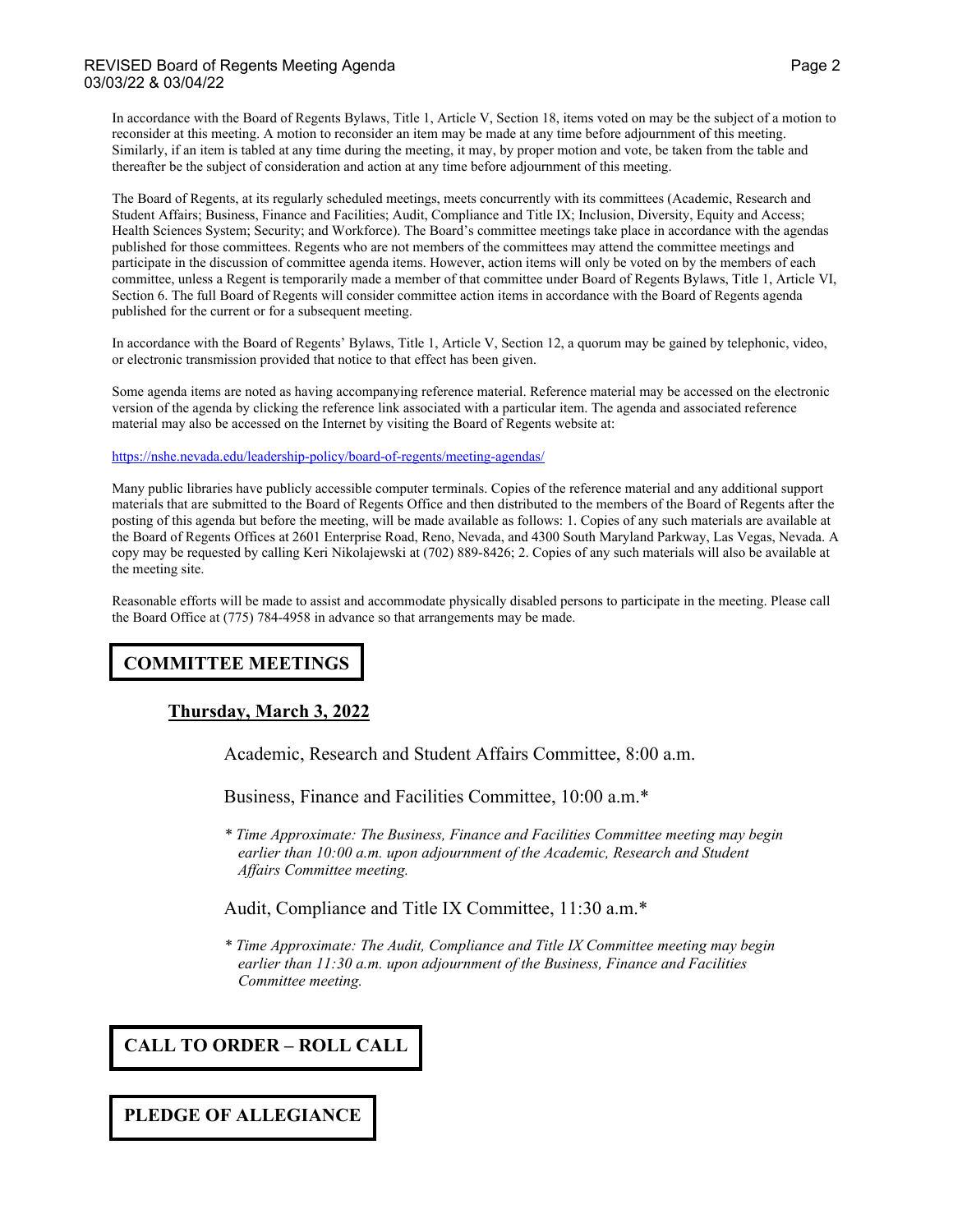In accordance with the Board of Regents Bylaws, Title 1, Article V, Section 18, items voted on may be the subject of a motion to reconsider at this meeting. A motion to reconsider an item may be made at any time before adjournment of this meeting. Similarly, if an item is tabled at any time during the meeting, it may, by proper motion and vote, be taken from the table and thereafter be the subject of consideration and action at any time before adjournment of this meeting.

The Board of Regents, at its regularly scheduled meetings, meets concurrently with its committees (Academic, Research and Student Affairs; Business, Finance and Facilities; Audit, Compliance and Title IX; Inclusion, Diversity, Equity and Access; Health Sciences System; Security; and Workforce). The Board's committee meetings take place in accordance with the agendas published for those committees. Regents who are not members of the committees may attend the committee meetings and participate in the discussion of committee agenda items. However, action items will only be voted on by the members of each committee, unless a Regent is temporarily made a member of that committee under Board of Regents Bylaws, Title 1, Article VI, Section 6. The full Board of Regents will consider committee action items in accordance with the Board of Regents agenda published for the current or for a subsequent meeting.

In accordance with the Board of Regents' Bylaws, Title 1, Article V, Section 12, a quorum may be gained by telephonic, video, or electronic transmission provided that notice to that effect has been given.

Some agenda items are noted as having accompanying reference material. Reference material may be accessed on the electronic version of the agenda by clicking the reference link associated with a particular item. The agenda and associated reference material may also be accessed on the Internet by visiting the Board of Regents website at:

https://nshe.nevada.edu/leadership-policy/board-of-regents/meeting-agendas/

Many public libraries have publicly accessible computer terminals. Copies of the reference material and any additional support materials that are submitted to the Board of Regents Office and then distributed to the members of the Board of Regents after the posting of this agenda but before the meeting, will be made available as follows: 1. Copies of any such materials are available at the Board of Regents Offices at 2601 Enterprise Road, Reno, Nevada, and 4300 South Maryland Parkway, Las Vegas, Nevada. A copy may be requested by calling Keri Nikolajewski at (702) 889-8426; 2. Copies of any such materials will also be available at the meeting site.

Reasonable efforts will be made to assist and accommodate physically disabled persons to participate in the meeting. Please call the Board Office at (775) 784-4958 in advance so that arrangements may be made.

## COMMITTEE MEETINGS

**Thursday, March 3, 2022**

Academic, Research and Student Affairs Committee, 8:00 a.m.

Business, Finance and Facilities Committee, 10:00 a.m.*

*\* Time Approximate: The Business, Finance and Facilities Committee meeting may begin earlier than 10:00 a.m. upon adjournment of the Academic, Research and Student Affairs Committee meeting.*

Audit, Compliance and Title IX Committee, 11:30 a.m.*

*\* Time Approximate: The Audit, Compliance and Title IX Committee meeting may begin earlier than 11:30 a.m. upon adjournment of the Business, Finance and Facilities Committee meeting.*

## CALL TO ORDER – ROLL CALL

## PLEDGE OF ALLEGIANCE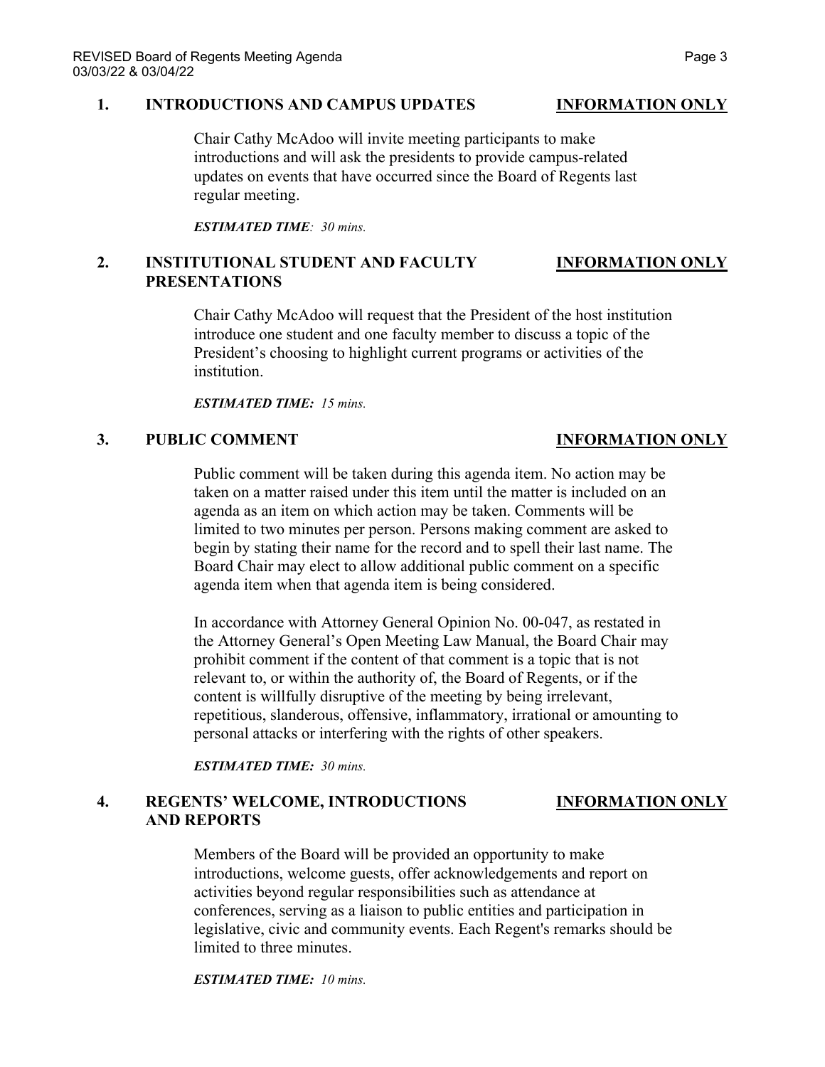## 1. INTRODUCTIONS AND CAMPUS UPDATES — INFORMATION ONLY

Chair Cathy McAdoo will invite meeting participants to make introductions and will ask the presidents to provide campus-related updates on events that have occurred since the Board of Regents last regular meeting.

***ESTIMATED TIME**: 30 mins.*

## 2. INSTITUTIONAL STUDENT AND FACULTY PRESENTATIONS — INFORMATION ONLY

Chair Cathy McAdoo will request that the President of the host institution introduce one student and one faculty member to discuss a topic of the President's choosing to highlight current programs or activities of the institution.

***ESTIMATED TIME:** 15 mins.*

## 3. PUBLIC COMMENT — INFORMATION ONLY

Public comment will be taken during this agenda item. No action may be taken on a matter raised under this item until the matter is included on an agenda as an item on which action may be taken. Comments will be limited to two minutes per person. Persons making comment are asked to begin by stating their name for the record and to spell their last name. The Board Chair may elect to allow additional public comment on a specific agenda item when that agenda item is being considered.

In accordance with Attorney General Opinion No. 00-047, as restated in the Attorney General's Open Meeting Law Manual, the Board Chair may prohibit comment if the content of that comment is a topic that is not relevant to, or within the authority of, the Board of Regents, or if the content is willfully disruptive of the meeting by being irrelevant, repetitious, slanderous, offensive, inflammatory, irrational or amounting to personal attacks or interfering with the rights of other speakers.

***ESTIMATED TIME:** 30 mins.*

## 4. REGENTS' WELCOME, INTRODUCTIONS AND REPORTS — INFORMATION ONLY

Members of the Board will be provided an opportunity to make introductions, welcome guests, offer acknowledgements and report on activities beyond regular responsibilities such as attendance at conferences, serving as a liaison to public entities and participation in legislative, civic and community events. Each Regent's remarks should be limited to three minutes.

***ESTIMATED TIME:** 10 mins.*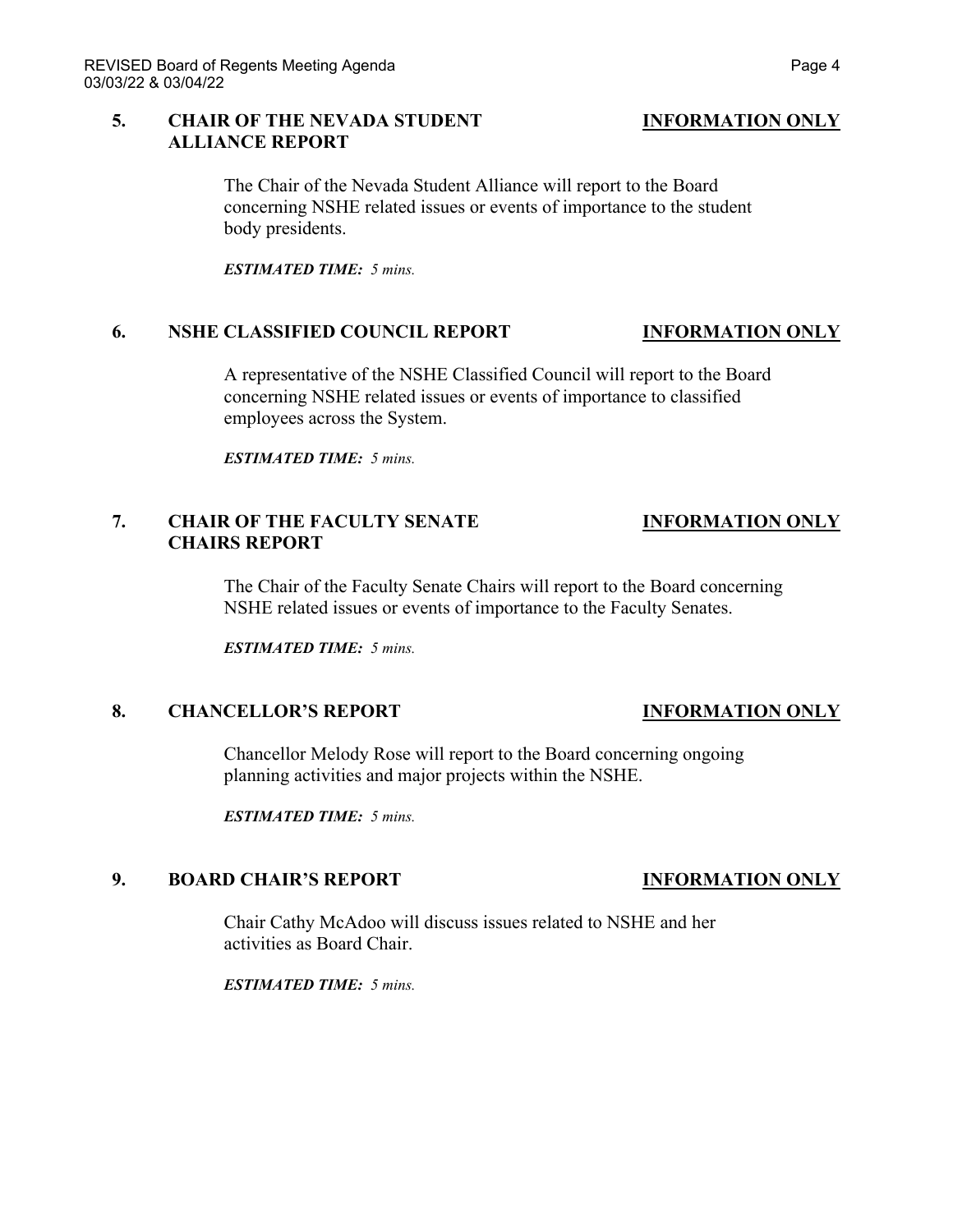## 5. CHAIR OF THE NEVADA STUDENT ALLIANCE REPORT — **INFORMATION ONLY**

The Chair of the Nevada Student Alliance will report to the Board concerning NSHE related issues or events of importance to the student body presidents.

***ESTIMATED TIME:*** *5 mins.*

## 6. NSHE CLASSIFIED COUNCIL REPORT — **INFORMATION ONLY**

A representative of the NSHE Classified Council will report to the Board concerning NSHE related issues or events of importance to classified employees across the System.

***ESTIMATED TIME:*** *5 mins.*

## 7. CHAIR OF THE FACULTY SENATE CHAIRS REPORT — **INFORMATION ONLY**

The Chair of the Faculty Senate Chairs will report to the Board concerning NSHE related issues or events of importance to the Faculty Senates.

***ESTIMATED TIME:*** *5 mins.*

## 8. CHANCELLOR'S REPORT — **INFORMATION ONLY**

Chancellor Melody Rose will report to the Board concerning ongoing planning activities and major projects within the NSHE.

***ESTIMATED TIME:*** *5 mins.*

## 9. BOARD CHAIR'S REPORT — **INFORMATION ONLY**

Chair Cathy McAdoo will discuss issues related to NSHE and her activities as Board Chair.

***ESTIMATED TIME:*** *5 mins.*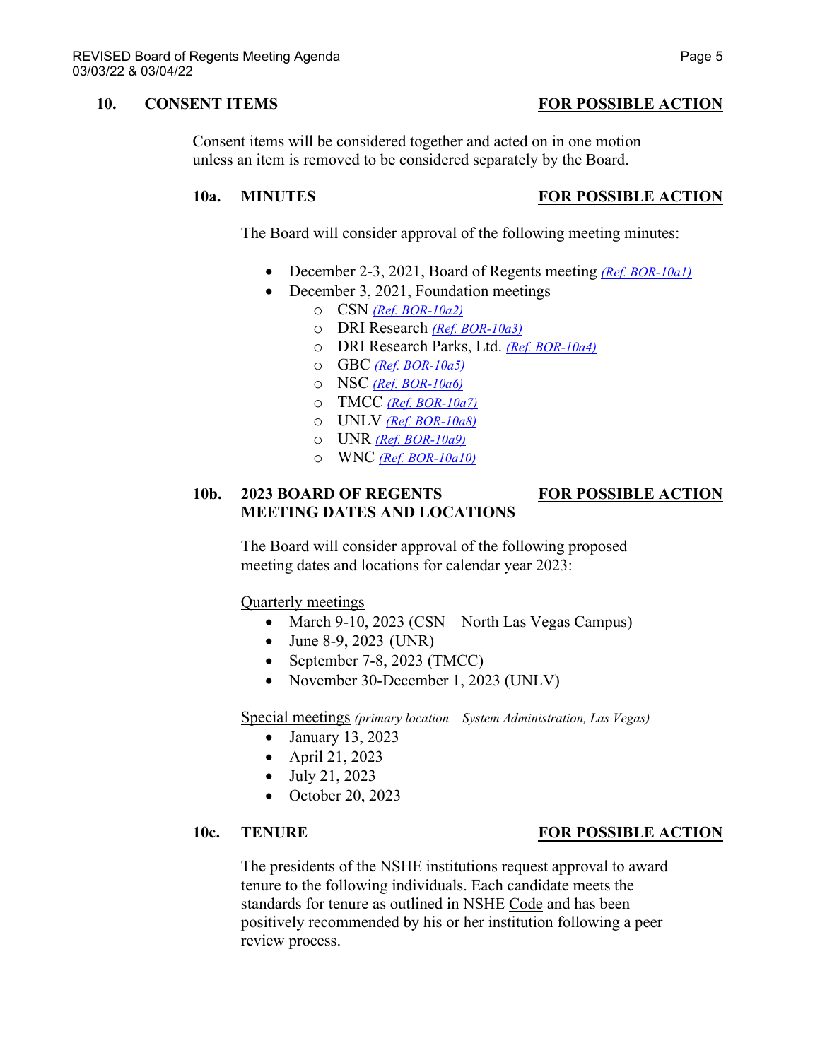## 10. CONSENT ITEMS — FOR POSSIBLE ACTION

Consent items will be considered together and acted on in one motion unless an item is removed to be considered separately by the Board.

### 10a. MINUTES — FOR POSSIBLE ACTION

The Board will consider approval of the following meeting minutes:

- December 2-3, 2021, Board of Regents meeting *(Ref. BOR-10a1)*
- December 3, 2021, Foundation meetings
  - CSN *(Ref. BOR-10a2)*
  - DRI Research *(Ref. BOR-10a3)*
  - DRI Research Parks, Ltd. *(Ref. BOR-10a4)*
  - GBC *(Ref. BOR-10a5)*
  - NSC *(Ref. BOR-10a6)*
  - TMCC *(Ref. BOR-10a7)*
  - UNLV *(Ref. BOR-10a8)*
  - UNR *(Ref. BOR-10a9)*
  - WNC *(Ref. BOR-10a10)*

### 10b. 2023 BOARD OF REGENTS MEETING DATES AND LOCATIONS — FOR POSSIBLE ACTION

The Board will consider approval of the following proposed meeting dates and locations for calendar year 2023:

Quarterly meetings

- March 9-10, 2023 (CSN – North Las Vegas Campus)
- June 8-9, 2023 (UNR)
- September 7-8, 2023 (TMCC)
- November 30-December 1, 2023 (UNLV)

Special meetings *(primary location – System Administration, Las Vegas)*

- January 13, 2023
- April 21, 2023
- July 21, 2023
- October 20, 2023

### 10c. TENURE — FOR POSSIBLE ACTION

The presidents of the NSHE institutions request approval to award tenure to the following individuals. Each candidate meets the standards for tenure as outlined in NSHE Code and has been positively recommended by his or her institution following a peer review process.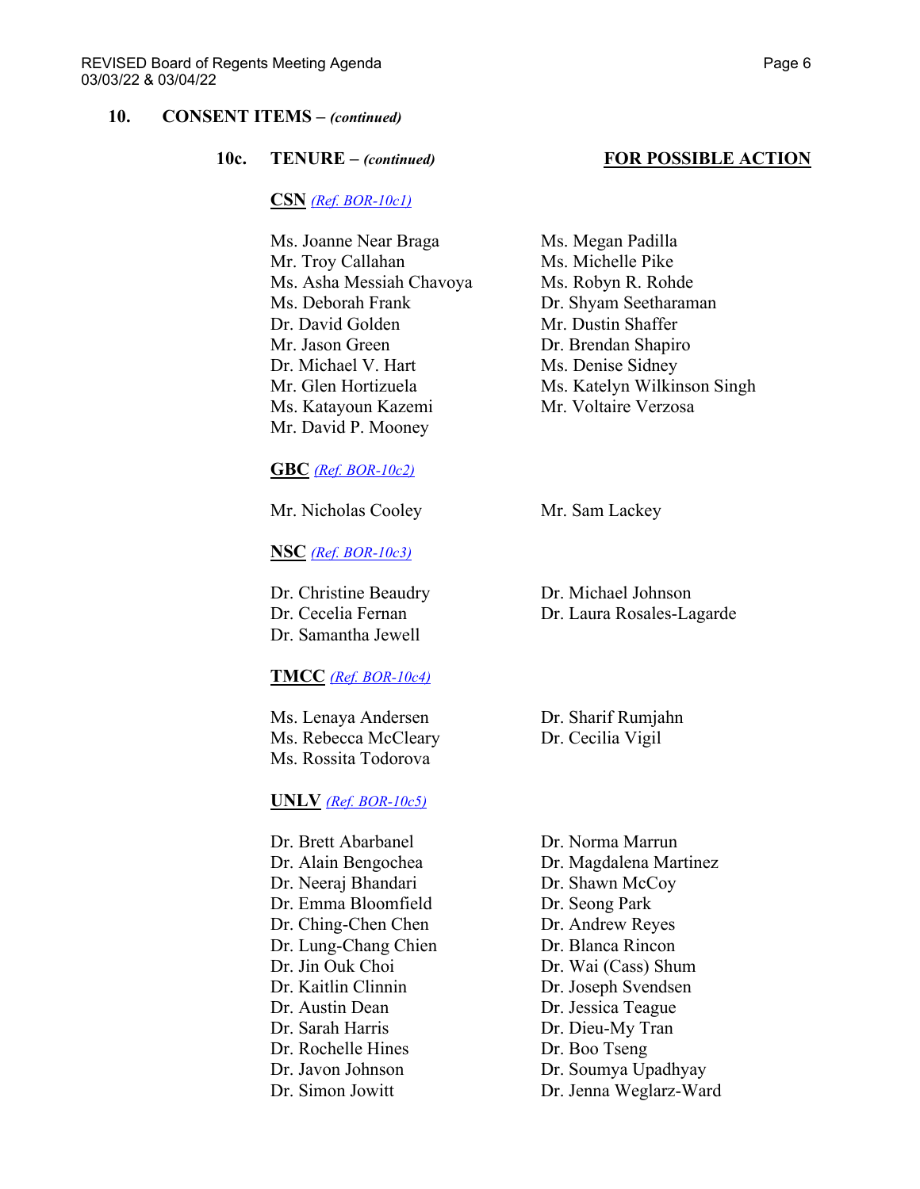## 10. CONSENT ITEMS – *(continued)*

### 10c. TENURE – *(continued)* **FOR POSSIBLE ACTION**

**CSN** *(Ref. BOR-10c1)*

Ms. Joanne Near Braga
Mr. Troy Callahan
Ms. Asha Messiah Chavoya
Ms. Deborah Frank
Dr. David Golden
Mr. Jason Green
Dr. Michael V. Hart
Mr. Glen Hortizuela
Ms. Katayoun Kazemi
Mr. David P. Mooney
Ms. Megan Padilla
Ms. Michelle Pike
Ms. Robyn R. Rohde
Dr. Shyam Seetharaman
Mr. Dustin Shaffer
Dr. Brendan Shapiro
Ms. Denise Sidney
Ms. Katelyn Wilkinson Singh
Mr. Voltaire Verzosa

**GBC** *(Ref. BOR-10c2)*

Mr. Nicholas Cooley
Mr. Sam Lackey

**NSC** *(Ref. BOR-10c3)*

Dr. Christine Beaudry
Dr. Cecelia Fernan
Dr. Samantha Jewell
Dr. Michael Johnson
Dr. Laura Rosales-Lagarde

**TMCC** *(Ref. BOR-10c4)*

Ms. Lenaya Andersen
Ms. Rebecca McCleary
Ms. Rossita Todorova
Dr. Sharif Rumjahn
Dr. Cecilia Vigil

**UNLV** *(Ref. BOR-10c5)*

Dr. Brett Abarbanel
Dr. Alain Bengochea
Dr. Neeraj Bhandari
Dr. Emma Bloomfield
Dr. Ching-Chen Chen
Dr. Lung-Chang Chien
Dr. Jin Ouk Choi
Dr. Kaitlin Clinnin
Dr. Austin Dean
Dr. Sarah Harris
Dr. Rochelle Hines
Dr. Javon Johnson
Dr. Simon Jowitt
Dr. Norma Marrun
Dr. Magdalena Martinez
Dr. Shawn McCoy
Dr. Seong Park
Dr. Andrew Reyes
Dr. Blanca Rincon
Dr. Wai (Cass) Shum
Dr. Joseph Svendsen
Dr. Jessica Teague
Dr. Dieu-My Tran
Dr. Boo Tseng
Dr. Soumya Upadhyay
Dr. Jenna Weglarz-Ward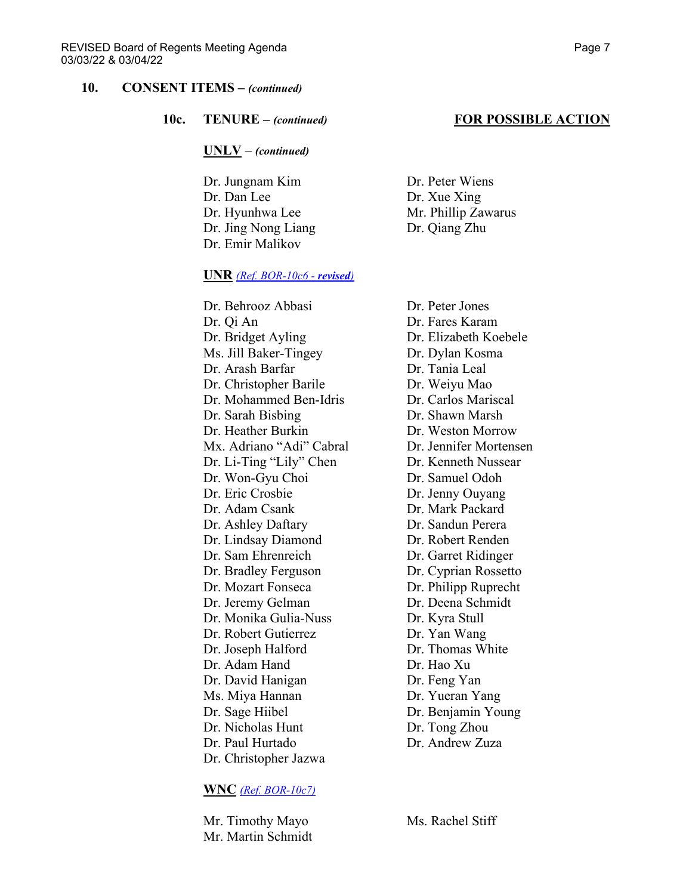## 10. CONSENT ITEMS – *(continued)*

### 10c. TENURE – *(continued)* **FOR POSSIBLE ACTION**

**UNLV** – *(continued)*

Dr. Jungnam Kim
Dr. Dan Lee
Dr. Hyunhwa Lee
Dr. Jing Nong Liang
Dr. Emir Malikov
Dr. Peter Wiens
Dr. Xue Xing
Mr. Phillip Zawarus
Dr. Qiang Zhu

**UNR** *(Ref. BOR-10c6 - **revised**)*

Dr. Behrooz Abbasi
Dr. Qi An
Dr. Bridget Ayling
Ms. Jill Baker-Tingey
Dr. Arash Barfar
Dr. Christopher Barile
Dr. Mohammed Ben-Idris
Dr. Sarah Bisbing
Dr. Heather Burkin
Mx. Adriano "Adi" Cabral
Dr. Li-Ting "Lily" Chen
Dr. Won-Gyu Choi
Dr. Eric Crosbie
Dr. Adam Csank
Dr. Ashley Daftary
Dr. Lindsay Diamond
Dr. Sam Ehrenreich
Dr. Bradley Ferguson
Dr. Mozart Fonseca
Dr. Jeremy Gelman
Dr. Monika Gulia-Nuss
Dr. Robert Gutierrez
Dr. Joseph Halford
Dr. Adam Hand
Dr. David Hanigan
Ms. Miya Hannan
Dr. Sage Hiibel
Dr. Nicholas Hunt
Dr. Paul Hurtado
Dr. Christopher Jazwa
Dr. Peter Jones
Dr. Fares Karam
Dr. Elizabeth Koebele
Dr. Dylan Kosma
Dr. Tania Leal
Dr. Weiyu Mao
Dr. Carlos Mariscal
Dr. Shawn Marsh
Dr. Weston Morrow
Dr. Jennifer Mortensen
Dr. Kenneth Nussear
Dr. Samuel Odoh
Dr. Jenny Ouyang
Dr. Mark Packard
Dr. Sandun Perera
Dr. Robert Renden
Dr. Garret Ridinger
Dr. Cyprian Rossetto
Dr. Philipp Ruprecht
Dr. Deena Schmidt
Dr. Kyra Stull
Dr. Yan Wang
Dr. Thomas White
Dr. Hao Xu
Dr. Feng Yan
Dr. Yueran Yang
Dr. Benjamin Young
Dr. Tong Zhou
Dr. Andrew Zuza

**WNC** *(Ref. BOR-10c7)*

Mr. Timothy Mayo
Mr. Martin Schmidt
Ms. Rachel Stiff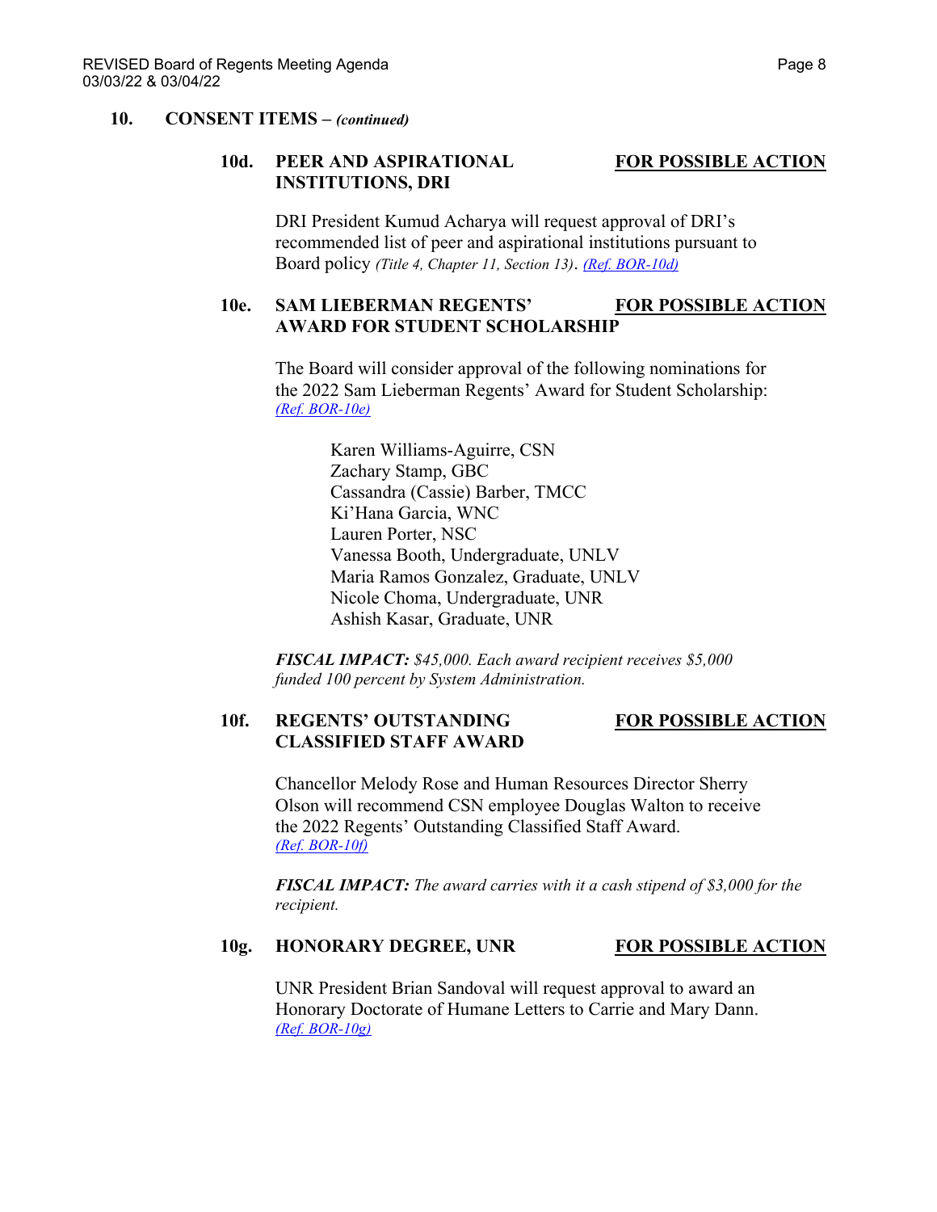## 10. CONSENT ITEMS – *(continued)*

### 10d. PEER AND ASPIRATIONAL INSTITUTIONS, DRI — FOR POSSIBLE ACTION

DRI President Kumud Acharya will request approval of DRI's recommended list of peer and aspirational institutions pursuant to Board policy *(Title 4, Chapter 11, Section 13)*. *(Ref. BOR-10d)*

### 10e. SAM LIEBERMAN REGENTS' AWARD FOR STUDENT SCHOLARSHIP — FOR POSSIBLE ACTION

The Board will consider approval of the following nominations for the 2022 Sam Lieberman Regents' Award for Student Scholarship: *(Ref. BOR-10e)*

- Karen Williams-Aguirre, CSN
- Zachary Stamp, GBC
- Cassandra (Cassie) Barber, TMCC
- Ki'Hana Garcia, WNC
- Lauren Porter, NSC
- Vanessa Booth, Undergraduate, UNLV
- Maria Ramos Gonzalez, Graduate, UNLV
- Nicole Choma, Undergraduate, UNR
- Ashish Kasar, Graduate, UNR

***FISCAL IMPACT:*** *$45,000. Each award recipient receives $5,000 funded 100 percent by System Administration.*

### 10f. REGENTS' OUTSTANDING CLASSIFIED STAFF AWARD — FOR POSSIBLE ACTION

Chancellor Melody Rose and Human Resources Director Sherry Olson will recommend CSN employee Douglas Walton to receive the 2022 Regents' Outstanding Classified Staff Award. *(Ref. BOR-10f)*

***FISCAL IMPACT:*** *The award carries with it a cash stipend of $3,000 for the recipient.*

### 10g. HONORARY DEGREE, UNR — FOR POSSIBLE ACTION

UNR President Brian Sandoval will request approval to award an Honorary Doctorate of Humane Letters to Carrie and Mary Dann. *(Ref. BOR-10g)*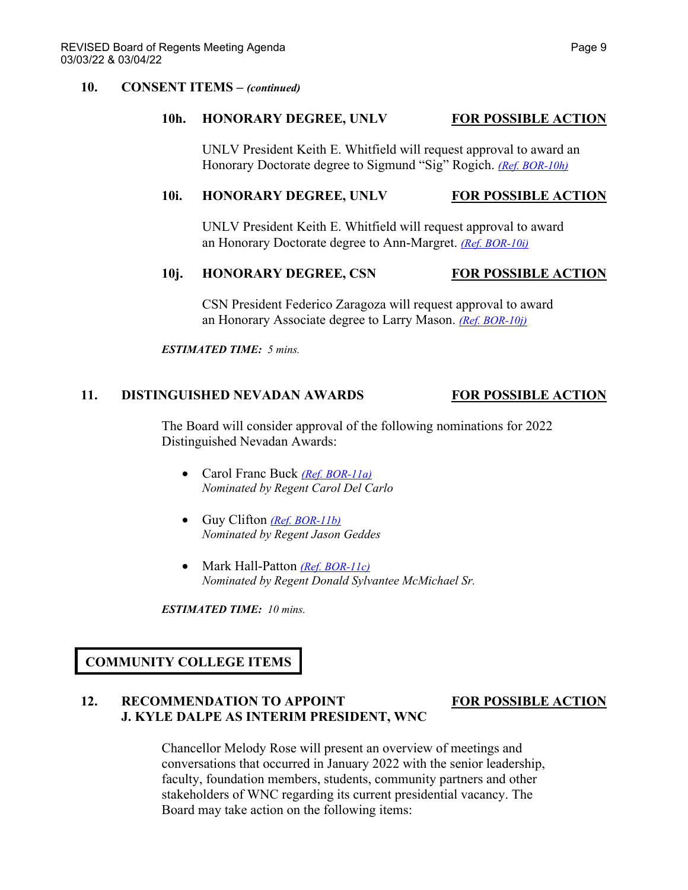## 10. CONSENT ITEMS – *(continued)*

### 10h. HONORARY DEGREE, UNLV — FOR POSSIBLE ACTION

UNLV President Keith E. Whitfield will request approval to award an Honorary Doctorate degree to Sigmund "Sig" Rogich. *(Ref. BOR-10h)*

### 10i. HONORARY DEGREE, UNLV — FOR POSSIBLE ACTION

UNLV President Keith E. Whitfield will request approval to award an Honorary Doctorate degree to Ann-Margret. *(Ref. BOR-10i)*

### 10j. HONORARY DEGREE, CSN — FOR POSSIBLE ACTION

CSN President Federico Zaragoza will request approval to award an Honorary Associate degree to Larry Mason. *(Ref. BOR-10j)*

***ESTIMATED TIME:*** *5 mins.*

## 11. DISTINGUISHED NEVADAN AWARDS — FOR POSSIBLE ACTION

The Board will consider approval of the following nominations for 2022 Distinguished Nevadan Awards:

- Carol Franc Buck *(Ref. BOR-11a)*
  *Nominated by Regent Carol Del Carlo*

- Guy Clifton *(Ref. BOR-11b)*
  *Nominated by Regent Jason Geddes*

- Mark Hall-Patton *(Ref. BOR-11c)*
  *Nominated by Regent Donald Sylvantee McMichael Sr.*

***ESTIMATED TIME:*** *10 mins.*

# COMMUNITY COLLEGE ITEMS

## 12. RECOMMENDATION TO APPOINT J. KYLE DALPE AS INTERIM PRESIDENT, WNC — FOR POSSIBLE ACTION

Chancellor Melody Rose will present an overview of meetings and conversations that occurred in January 2022 with the senior leadership, faculty, foundation members, students, community partners and other stakeholders of WNC regarding its current presidential vacancy. The Board may take action on the following items: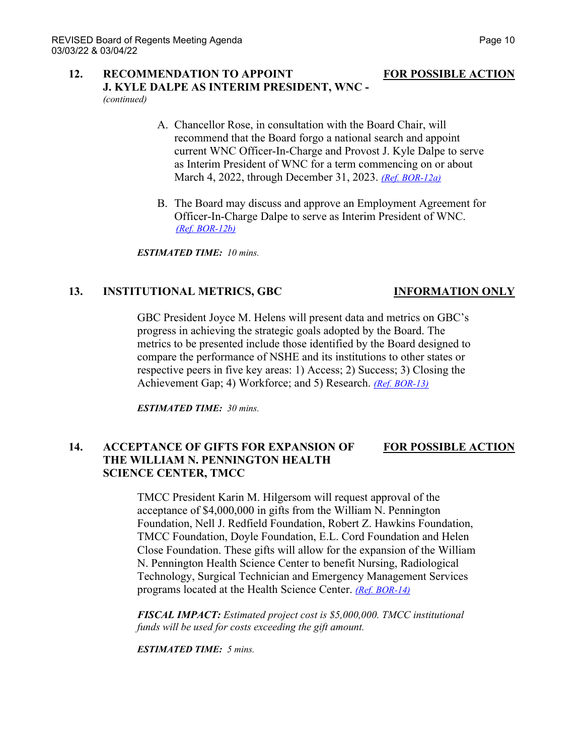## 12. RECOMMENDATION TO APPOINT J. KYLE DALPE AS INTERIM PRESIDENT, WNC - *(continued)* — FOR POSSIBLE ACTION

A. Chancellor Rose, in consultation with the Board Chair, will recommend that the Board forgo a national search and appoint current WNC Officer-In-Charge and Provost J. Kyle Dalpe to serve as Interim President of WNC for a term commencing on or about March 4, 2022, through December 31, 2023. *(Ref. BOR-12a)*

B. The Board may discuss and approve an Employment Agreement for Officer-In-Charge Dalpe to serve as Interim President of WNC. *(Ref. BOR-12b)*

***ESTIMATED TIME:*** *10 mins.*

## 13. INSTITUTIONAL METRICS, GBC — INFORMATION ONLY

GBC President Joyce M. Helens will present data and metrics on GBC's progress in achieving the strategic goals adopted by the Board. The metrics to be presented include those identified by the Board designed to compare the performance of NSHE and its institutions to other states or respective peers in five key areas: 1) Access; 2) Success; 3) Closing the Achievement Gap; 4) Workforce; and 5) Research. *(Ref. BOR-13)*

***ESTIMATED TIME:*** *30 mins.*

## 14. ACCEPTANCE OF GIFTS FOR EXPANSION OF THE WILLIAM N. PENNINGTON HEALTH SCIENCE CENTER, TMCC — FOR POSSIBLE ACTION

TMCC President Karin M. Hilgersom will request approval of the acceptance of $4,000,000 in gifts from the William N. Pennington Foundation, Nell J. Redfield Foundation, Robert Z. Hawkins Foundation, TMCC Foundation, Doyle Foundation, E.L. Cord Foundation and Helen Close Foundation. These gifts will allow for the expansion of the William N. Pennington Health Science Center to benefit Nursing, Radiological Technology, Surgical Technician and Emergency Management Services programs located at the Health Science Center. *(Ref. BOR-14)*

***FISCAL IMPACT:*** *Estimated project cost is $5,000,000. TMCC institutional funds will be used for costs exceeding the gift amount.*

***ESTIMATED TIME:*** *5 mins.*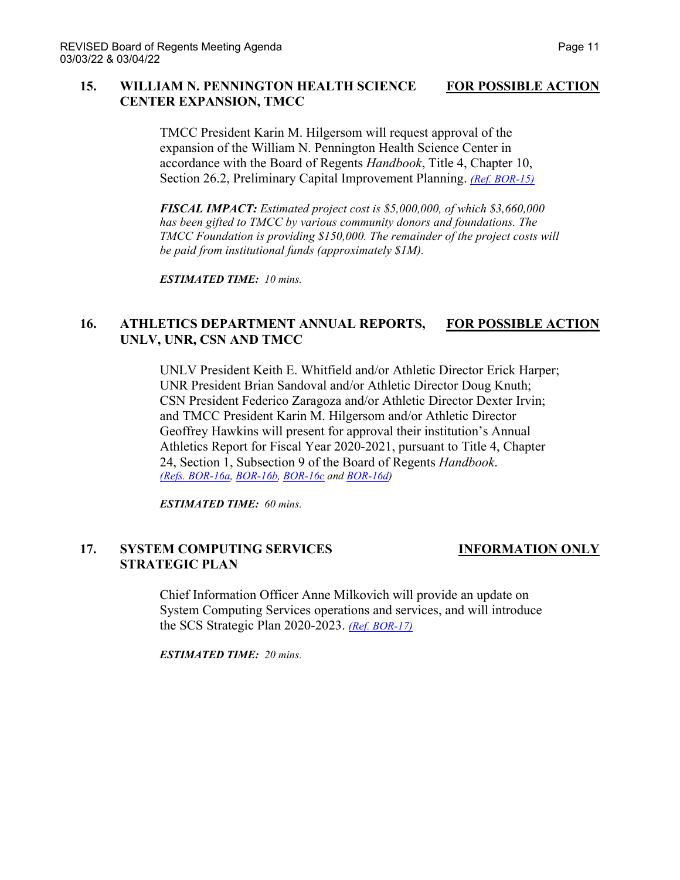## 15. WILLIAM N. PENNINGTON HEALTH SCIENCE CENTER EXPANSION, TMCC — FOR POSSIBLE ACTION

TMCC President Karin M. Hilgersom will request approval of the expansion of the William N. Pennington Health Science Center in accordance with the Board of Regents *Handbook*, Title 4, Chapter 10, Section 26.2, Preliminary Capital Improvement Planning. *(Ref. BOR-15)*

***FISCAL IMPACT:*** *Estimated project cost is $5,000,000, of which $3,660,000 has been gifted to TMCC by various community donors and foundations. The TMCC Foundation is providing $150,000. The remainder of the project costs will be paid from institutional funds (approximately $1M).*

***ESTIMATED TIME:*** *10 mins.*

## 16. ATHLETICS DEPARTMENT ANNUAL REPORTS, UNLV, UNR, CSN AND TMCC — FOR POSSIBLE ACTION

UNLV President Keith E. Whitfield and/or Athletic Director Erick Harper; UNR President Brian Sandoval and/or Athletic Director Doug Knuth; CSN President Federico Zaragoza and/or Athletic Director Dexter Irvin; and TMCC President Karin M. Hilgersom and/or Athletic Director Geoffrey Hawkins will present for approval their institution's Annual Athletics Report for Fiscal Year 2020-2021, pursuant to Title 4, Chapter 24, Section 1, Subsection 9 of the Board of Regents *Handbook*. *(Refs. BOR-16a, BOR-16b, BOR-16c and BOR-16d)*

***ESTIMATED TIME:*** *60 mins.*

## 17. SYSTEM COMPUTING SERVICES STRATEGIC PLAN — INFORMATION ONLY

Chief Information Officer Anne Milkovich will provide an update on System Computing Services operations and services, and will introduce the SCS Strategic Plan 2020-2023. *(Ref. BOR-17)*

***ESTIMATED TIME:*** *20 mins.*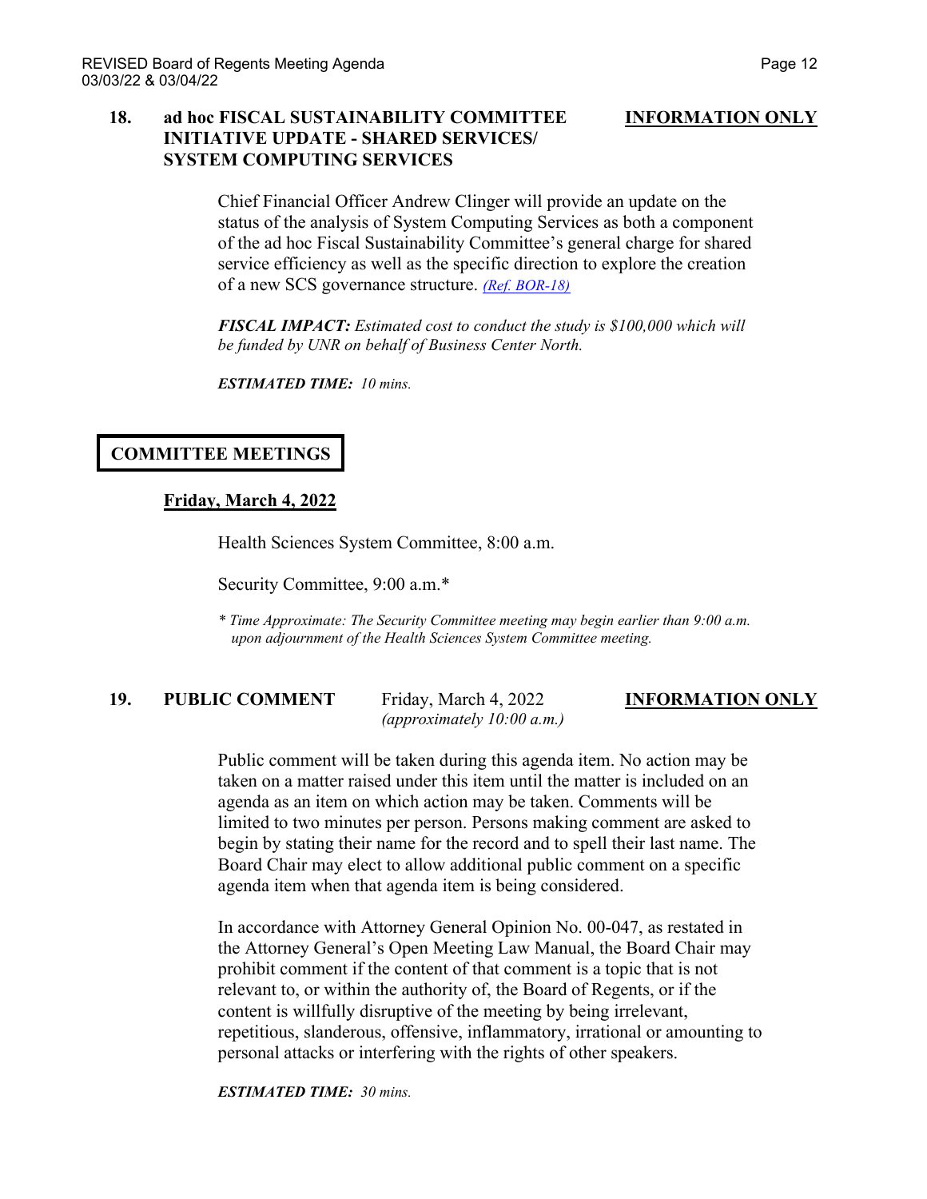### 18. ad hoc FISCAL SUSTAINABILITY COMMITTEE INITIATIVE UPDATE - SHARED SERVICES/ SYSTEM COMPUTING SERVICES — **INFORMATION ONLY**

Chief Financial Officer Andrew Clinger will provide an update on the status of the analysis of System Computing Services as both a component of the ad hoc Fiscal Sustainability Committee's general charge for shared service efficiency as well as the specific direction to explore the creation of a new SCS governance structure. *(Ref. BOR-18)*

***FISCAL IMPACT:*** *Estimated cost to conduct the study is $100,000 which will be funded by UNR on behalf of Business Center North.*

***ESTIMATED TIME:*** *10 mins.*

## COMMITTEE MEETINGS

**Friday, March 4, 2022**

Health Sciences System Committee, 8:00 a.m.

Security Committee, 9:00 a.m.*

*\* Time Approximate: The Security Committee meeting may begin earlier than 9:00 a.m. upon adjournment of the Health Sciences System Committee meeting.*

### 19. PUBLIC COMMENT — Friday, March 4, 2022 *(approximately 10:00 a.m.)* — **INFORMATION ONLY**

Public comment will be taken during this agenda item. No action may be taken on a matter raised under this item until the matter is included on an agenda as an item on which action may be taken. Comments will be limited to two minutes per person. Persons making comment are asked to begin by stating their name for the record and to spell their last name. The Board Chair may elect to allow additional public comment on a specific agenda item when that agenda item is being considered.

In accordance with Attorney General Opinion No. 00-047, as restated in the Attorney General's Open Meeting Law Manual, the Board Chair may prohibit comment if the content of that comment is a topic that is not relevant to, or within the authority of, the Board of Regents, or if the content is willfully disruptive of the meeting by being irrelevant, repetitious, slanderous, offensive, inflammatory, irrational or amounting to personal attacks or interfering with the rights of other speakers.

***ESTIMATED TIME:*** *30 mins.*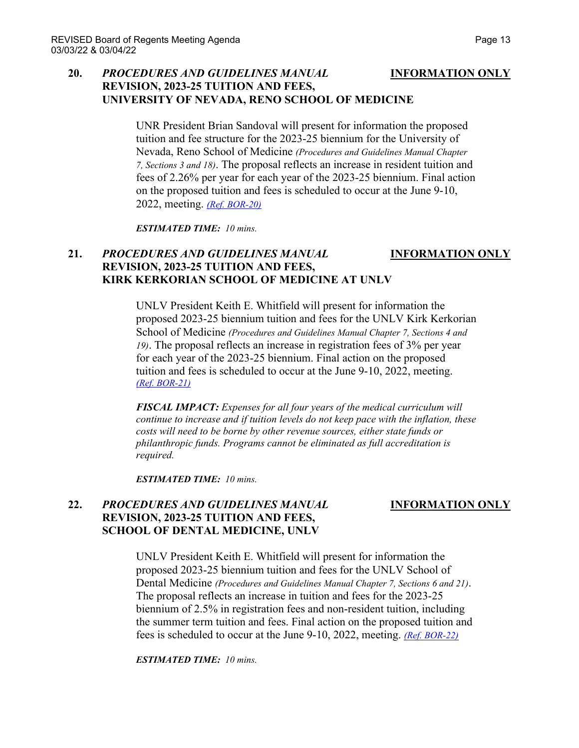**20.** ***PROCEDURES AND GUIDELINES MANUAL* REVISION, 2023-25 TUITION AND FEES, UNIVERSITY OF NEVADA, RENO SCHOOL OF MEDICINE** **INFORMATION ONLY**

UNR President Brian Sandoval will present for information the proposed tuition and fee structure for the 2023-25 biennium for the University of Nevada, Reno School of Medicine *(Procedures and Guidelines Manual Chapter 7, Sections 3 and 18)*. The proposal reflects an increase in resident tuition and fees of 2.26% per year for each year of the 2023-25 biennium. Final action on the proposed tuition and fees is scheduled to occur at the June 9-10, 2022, meeting. *(Ref. BOR-20)*

***ESTIMATED TIME:*** *10 mins.*

**21.** ***PROCEDURES AND GUIDELINES MANUAL* REVISION, 2023-25 TUITION AND FEES, KIRK KERKORIAN SCHOOL OF MEDICINE AT UNLV** **INFORMATION ONLY**

UNLV President Keith E. Whitfield will present for information the proposed 2023-25 biennium tuition and fees for the UNLV Kirk Kerkorian School of Medicine *(Procedures and Guidelines Manual Chapter 7, Sections 4 and 19)*. The proposal reflects an increase in registration fees of 3% per year for each year of the 2023-25 biennium. Final action on the proposed tuition and fees is scheduled to occur at the June 9-10, 2022, meeting. *(Ref. BOR-21)*

***FISCAL IMPACT:*** *Expenses for all four years of the medical curriculum will continue to increase and if tuition levels do not keep pace with the inflation, these costs will need to be borne by other revenue sources, either state funds or philanthropic funds. Programs cannot be eliminated as full accreditation is required.*

***ESTIMATED TIME:*** *10 mins.*

**22.** ***PROCEDURES AND GUIDELINES MANUAL* REVISION, 2023-25 TUITION AND FEES, SCHOOL OF DENTAL MEDICINE, UNLV** **INFORMATION ONLY**

UNLV President Keith E. Whitfield will present for information the proposed 2023-25 biennium tuition and fees for the UNLV School of Dental Medicine *(Procedures and Guidelines Manual Chapter 7, Sections 6 and 21)*. The proposal reflects an increase in tuition and fees for the 2023-25 biennium of 2.5% in registration fees and non-resident tuition, including the summer term tuition and fees. Final action on the proposed tuition and fees is scheduled to occur at the June 9-10, 2022, meeting. *(Ref. BOR-22)*

***ESTIMATED TIME:*** *10 mins.*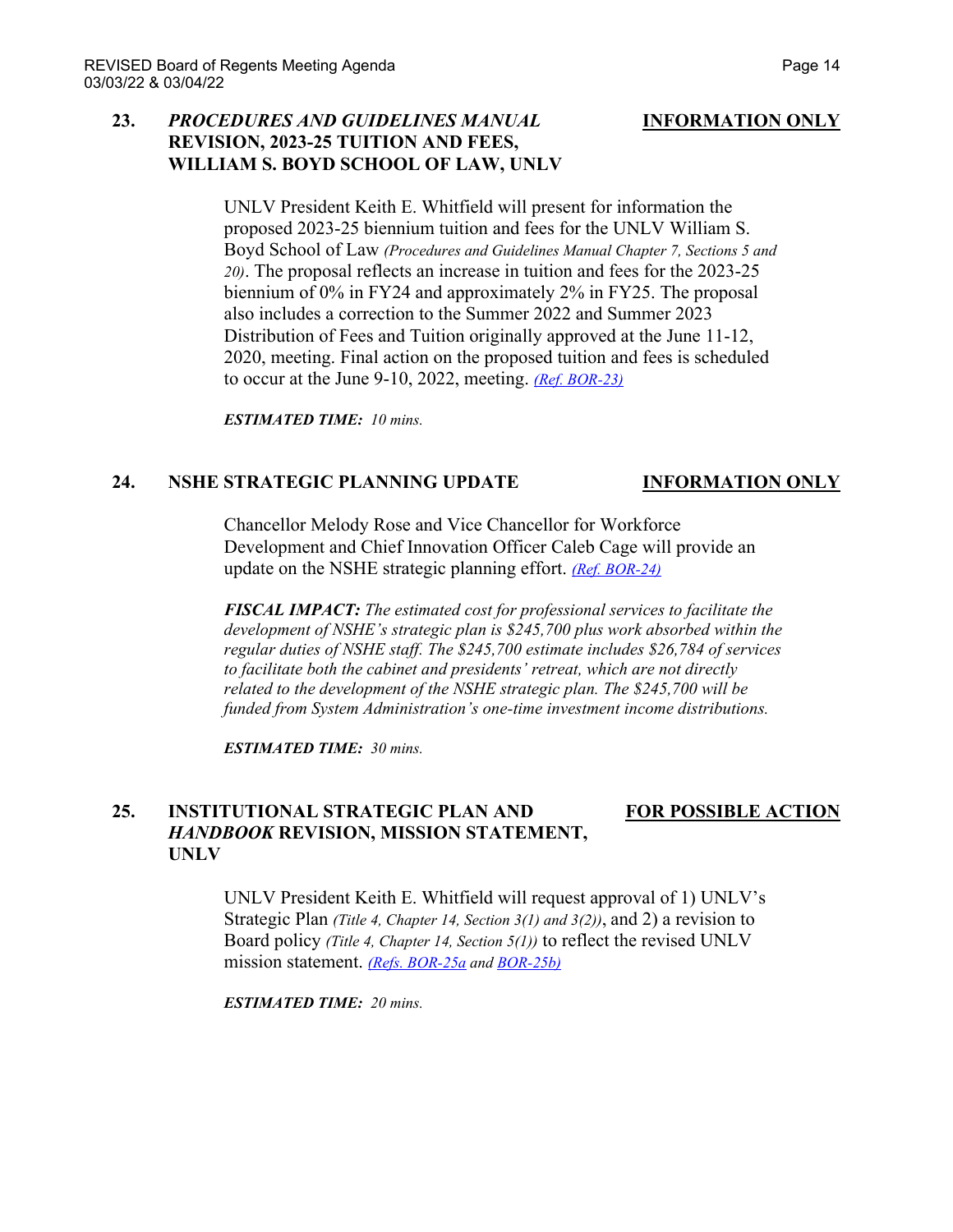## 23. *PROCEDURES AND GUIDELINES MANUAL* REVISION, 2023-25 TUITION AND FEES, WILLIAM S. BOYD SCHOOL OF LAW, UNLV

**INFORMATION ONLY**

UNLV President Keith E. Whitfield will present for information the proposed 2023-25 biennium tuition and fees for the UNLV William S. Boyd School of Law *(Procedures and Guidelines Manual Chapter 7, Sections 5 and 20)*. The proposal reflects an increase in tuition and fees for the 2023-25 biennium of 0% in FY24 and approximately 2% in FY25. The proposal also includes a correction to the Summer 2022 and Summer 2023 Distribution of Fees and Tuition originally approved at the June 11-12, 2020, meeting. Final action on the proposed tuition and fees is scheduled to occur at the June 9-10, 2022, meeting. *(Ref. BOR-23)*

***ESTIMATED TIME:*** *10 mins.*

## 24. NSHE STRATEGIC PLANNING UPDATE

**INFORMATION ONLY**

Chancellor Melody Rose and Vice Chancellor for Workforce Development and Chief Innovation Officer Caleb Cage will provide an update on the NSHE strategic planning effort. *(Ref. BOR-24)*

***FISCAL IMPACT:*** *The estimated cost for professional services to facilitate the development of NSHE's strategic plan is $245,700 plus work absorbed within the regular duties of NSHE staff. The $245,700 estimate includes $26,784 of services to facilitate both the cabinet and presidents' retreat, which are not directly related to the development of the NSHE strategic plan. The $245,700 will be funded from System Administration's one-time investment income distributions.*

***ESTIMATED TIME:*** *30 mins.*

## 25. INSTITUTIONAL STRATEGIC PLAN AND *HANDBOOK* REVISION, MISSION STATEMENT, UNLV

**FOR POSSIBLE ACTION**

UNLV President Keith E. Whitfield will request approval of 1) UNLV's Strategic Plan *(Title 4, Chapter 14, Section 3(1) and 3(2))*, and 2) a revision to Board policy *(Title 4, Chapter 14, Section 5(1))* to reflect the revised UNLV mission statement. *(Refs. BOR-25a and BOR-25b)*

***ESTIMATED TIME:*** *20 mins.*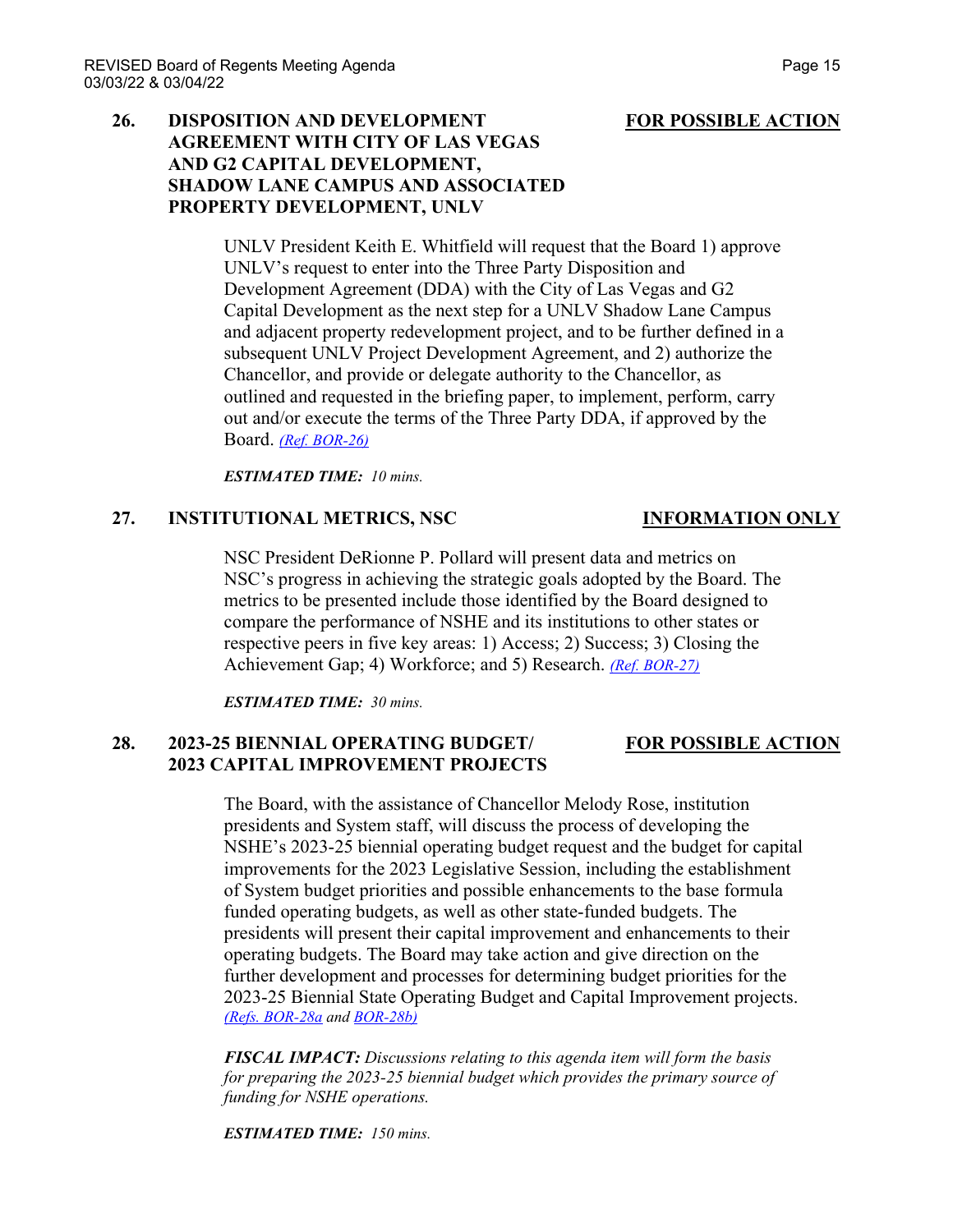## 26. DISPOSITION AND DEVELOPMENT AGREEMENT WITH CITY OF LAS VEGAS AND G2 CAPITAL DEVELOPMENT, SHADOW LANE CAMPUS AND ASSOCIATED PROPERTY DEVELOPMENT, UNLV

**FOR POSSIBLE ACTION**

UNLV President Keith E. Whitfield will request that the Board 1) approve UNLV's request to enter into the Three Party Disposition and Development Agreement (DDA) with the City of Las Vegas and G2 Capital Development as the next step for a UNLV Shadow Lane Campus and adjacent property redevelopment project, and to be further defined in a subsequent UNLV Project Development Agreement, and 2) authorize the Chancellor, and provide or delegate authority to the Chancellor, as outlined and requested in the briefing paper, to implement, perform, carry out and/or execute the terms of the Three Party DDA, if approved by the Board. *(Ref. BOR-26)*

***ESTIMATED TIME:*** *10 mins.*

## 27. INSTITUTIONAL METRICS, NSC

**INFORMATION ONLY**

NSC President DeRionne P. Pollard will present data and metrics on NSC's progress in achieving the strategic goals adopted by the Board. The metrics to be presented include those identified by the Board designed to compare the performance of NSHE and its institutions to other states or respective peers in five key areas: 1) Access; 2) Success; 3) Closing the Achievement Gap; 4) Workforce; and 5) Research. *(Ref. BOR-27)*

***ESTIMATED TIME:*** *30 mins.*

## 28. 2023-25 BIENNIAL OPERATING BUDGET/ 2023 CAPITAL IMPROVEMENT PROJECTS

**FOR POSSIBLE ACTION**

The Board, with the assistance of Chancellor Melody Rose, institution presidents and System staff, will discuss the process of developing the NSHE's 2023-25 biennial operating budget request and the budget for capital improvements for the 2023 Legislative Session, including the establishment of System budget priorities and possible enhancements to the base formula funded operating budgets, as well as other state-funded budgets. The presidents will present their capital improvement and enhancements to their operating budgets. The Board may take action and give direction on the further development and processes for determining budget priorities for the 2023-25 Biennial State Operating Budget and Capital Improvement projects. *(Refs. BOR-28a and BOR-28b)*

***FISCAL IMPACT:*** *Discussions relating to this agenda item will form the basis for preparing the 2023-25 biennial budget which provides the primary source of funding for NSHE operations.*

***ESTIMATED TIME:*** *150 mins.*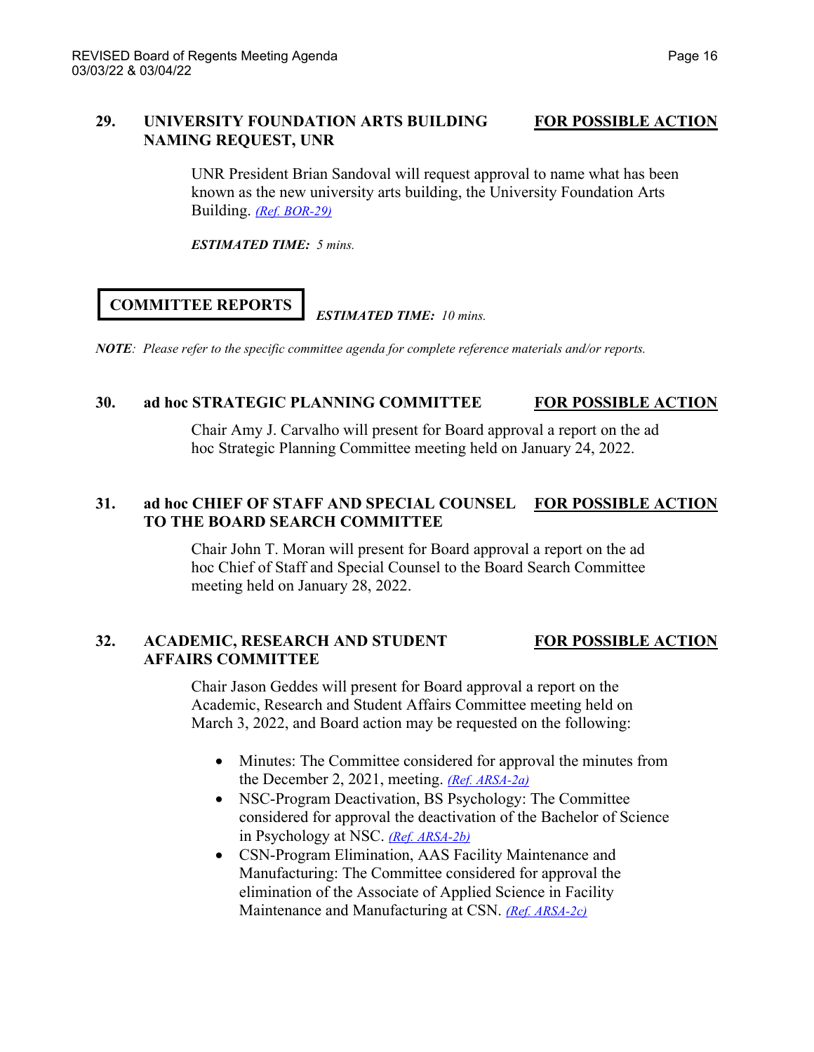**29. UNIVERSITY FOUNDATION ARTS BUILDING NAMING REQUEST, UNR** — **FOR POSSIBLE ACTION**

UNR President Brian Sandoval will request approval to name what has been known as the new university arts building, the University Foundation Arts Building. *(Ref. BOR-29)*

***ESTIMATED TIME:*** *5 mins.*

## COMMITTEE REPORTS

***ESTIMATED TIME:*** *10 mins.*

***NOTE****: Please refer to the specific committee agenda for complete reference materials and/or reports.*

**30. ad hoc STRATEGIC PLANNING COMMITTEE** — **FOR POSSIBLE ACTION**

Chair Amy J. Carvalho will present for Board approval a report on the ad hoc Strategic Planning Committee meeting held on January 24, 2022.

**31. ad hoc CHIEF OF STAFF AND SPECIAL COUNSEL TO THE BOARD SEARCH COMMITTEE** — **FOR POSSIBLE ACTION**

Chair John T. Moran will present for Board approval a report on the ad hoc Chief of Staff and Special Counsel to the Board Search Committee meeting held on January 28, 2022.

**32. ACADEMIC, RESEARCH AND STUDENT AFFAIRS COMMITTEE** — **FOR POSSIBLE ACTION**

Chair Jason Geddes will present for Board approval a report on the Academic, Research and Student Affairs Committee meeting held on March 3, 2022, and Board action may be requested on the following:

- Minutes: The Committee considered for approval the minutes from the December 2, 2021, meeting. *(Ref. ARSA-2a)*
- NSC-Program Deactivation, BS Psychology: The Committee considered for approval the deactivation of the Bachelor of Science in Psychology at NSC. *(Ref. ARSA-2b)*
- CSN-Program Elimination, AAS Facility Maintenance and Manufacturing: The Committee considered for approval the elimination of the Associate of Applied Science in Facility Maintenance and Manufacturing at CSN. *(Ref. ARSA-2c)*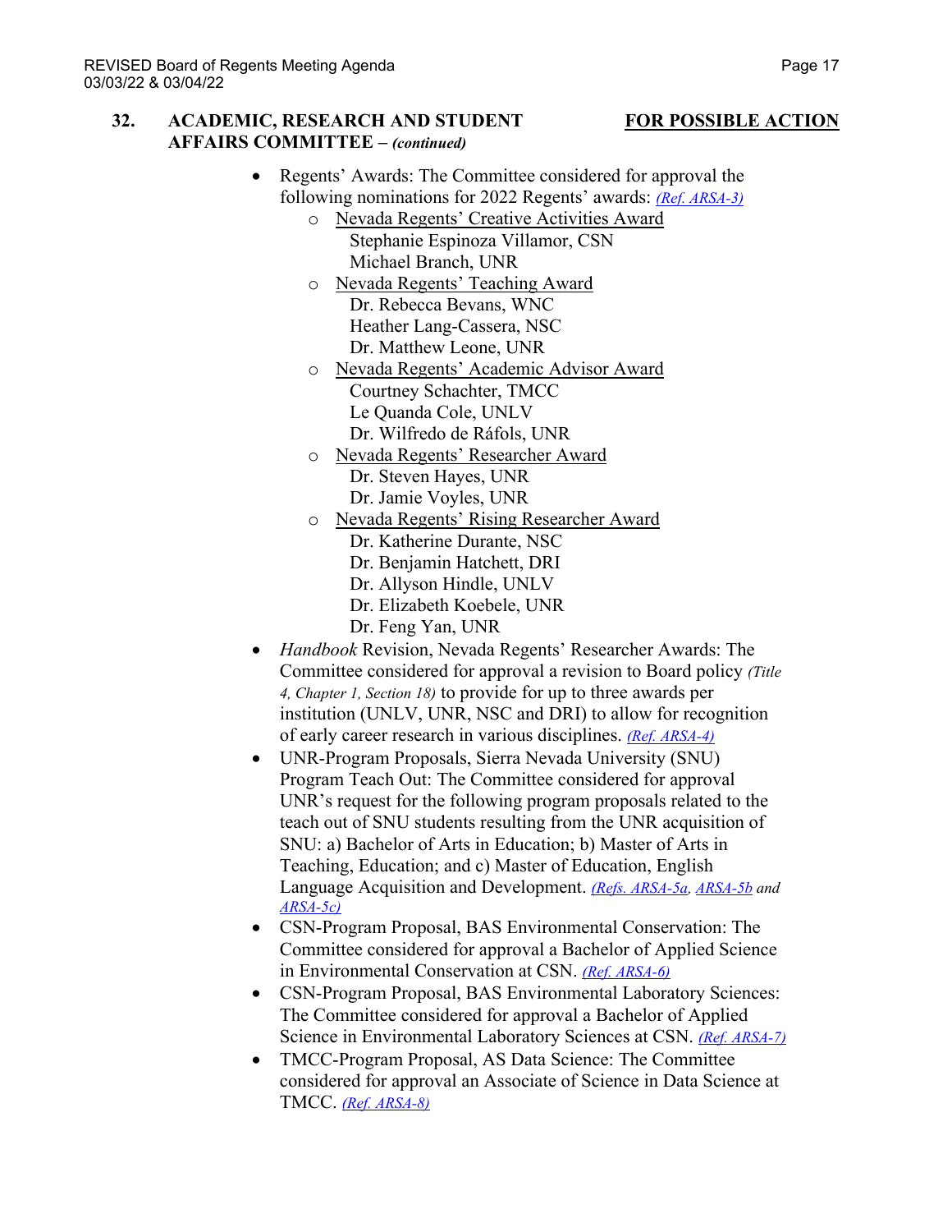**32. ACADEMIC, RESEARCH AND STUDENT AFFAIRS COMMITTEE –** ***(continued)*** **FOR POSSIBLE ACTION**

- Regents' Awards: The Committee considered for approval the following nominations for 2022 Regents' awards: *(Ref. ARSA-3)*
  - Nevada Regents' Creative Activities Award
    Stephanie Espinoza Villamor, CSN
    Michael Branch, UNR
  - Nevada Regents' Teaching Award
    Dr. Rebecca Bevans, WNC
    Heather Lang-Cassera, NSC
    Dr. Matthew Leone, UNR
  - Nevada Regents' Academic Advisor Award
    Courtney Schachter, TMCC
    Le Quanda Cole, UNLV
    Dr. Wilfredo de Ráfols, UNR
  - Nevada Regents' Researcher Award
    Dr. Steven Hayes, UNR
    Dr. Jamie Voyles, UNR
  - Nevada Regents' Rising Researcher Award
    Dr. Katherine Durante, NSC
    Dr. Benjamin Hatchett, DRI
    Dr. Allyson Hindle, UNLV
    Dr. Elizabeth Koebele, UNR
    Dr. Feng Yan, UNR
- *Handbook* Revision, Nevada Regents' Researcher Awards: The Committee considered for approval a revision to Board policy *(Title 4, Chapter 1, Section 18)* to provide for up to three awards per institution (UNLV, UNR, NSC and DRI) to allow for recognition of early career research in various disciplines. *(Ref. ARSA-4)*
- UNR-Program Proposals, Sierra Nevada University (SNU) Program Teach Out: The Committee considered for approval UNR's request for the following program proposals related to the teach out of SNU students resulting from the UNR acquisition of SNU: a) Bachelor of Arts in Education; b) Master of Arts in Teaching, Education; and c) Master of Education, English Language Acquisition and Development. *(Refs. ARSA-5a, ARSA-5b and ARSA-5c)*
- CSN-Program Proposal, BAS Environmental Conservation: The Committee considered for approval a Bachelor of Applied Science in Environmental Conservation at CSN. *(Ref. ARSA-6)*
- CSN-Program Proposal, BAS Environmental Laboratory Sciences: The Committee considered for approval a Bachelor of Applied Science in Environmental Laboratory Sciences at CSN. *(Ref. ARSA-7)*
- TMCC-Program Proposal, AS Data Science: The Committee considered for approval an Associate of Science in Data Science at TMCC. *(Ref. ARSA-8)*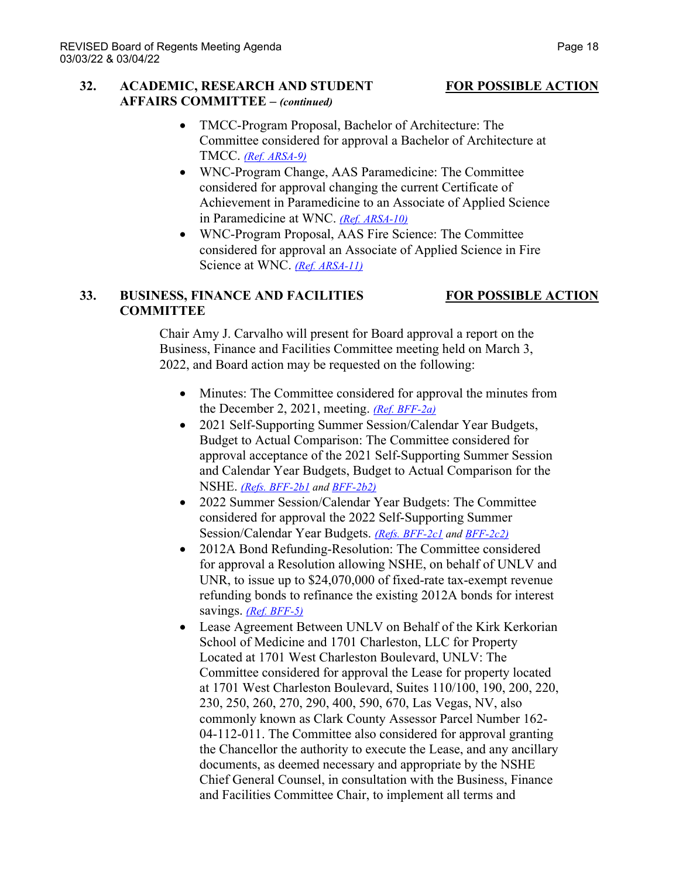**32. ACADEMIC, RESEARCH AND STUDENT AFFAIRS COMMITTEE –** ***(continued)*** **FOR POSSIBLE ACTION**

- TMCC-Program Proposal, Bachelor of Architecture: The Committee considered for approval a Bachelor of Architecture at TMCC. *(Ref. ARSA-9)*
- WNC-Program Change, AAS Paramedicine: The Committee considered for approval changing the current Certificate of Achievement in Paramedicine to an Associate of Applied Science in Paramedicine at WNC. *(Ref. ARSA-10)*
- WNC-Program Proposal, AAS Fire Science: The Committee considered for approval an Associate of Applied Science in Fire Science at WNC. *(Ref. ARSA-11)*

**33. BUSINESS, FINANCE AND FACILITIES COMMITTEE** **FOR POSSIBLE ACTION**

Chair Amy J. Carvalho will present for Board approval a report on the Business, Finance and Facilities Committee meeting held on March 3, 2022, and Board action may be requested on the following:

- Minutes: The Committee considered for approval the minutes from the December 2, 2021, meeting. *(Ref. BFF-2a)*
- 2021 Self-Supporting Summer Session/Calendar Year Budgets, Budget to Actual Comparison: The Committee considered for approval acceptance of the 2021 Self-Supporting Summer Session and Calendar Year Budgets, Budget to Actual Comparison for the NSHE. *(Refs. BFF-2b1 and BFF-2b2)*
- 2022 Summer Session/Calendar Year Budgets: The Committee considered for approval the 2022 Self-Supporting Summer Session/Calendar Year Budgets. *(Refs. BFF-2c1 and BFF-2c2)*
- 2012A Bond Refunding-Resolution: The Committee considered for approval a Resolution allowing NSHE, on behalf of UNLV and UNR, to issue up to $24,070,000 of fixed-rate tax-exempt revenue refunding bonds to refinance the existing 2012A bonds for interest savings. *(Ref. BFF-5)*
- Lease Agreement Between UNLV on Behalf of the Kirk Kerkorian School of Medicine and 1701 Charleston, LLC for Property Located at 1701 West Charleston Boulevard, UNLV: The Committee considered for approval the Lease for property located at 1701 West Charleston Boulevard, Suites 110/100, 190, 200, 220, 230, 250, 260, 270, 290, 400, 590, 670, Las Vegas, NV, also commonly known as Clark County Assessor Parcel Number 162-04-112-011. The Committee also considered for approval granting the Chancellor the authority to execute the Lease, and any ancillary documents, as deemed necessary and appropriate by the NSHE Chief General Counsel, in consultation with the Business, Finance and Facilities Committee Chair, to implement all terms and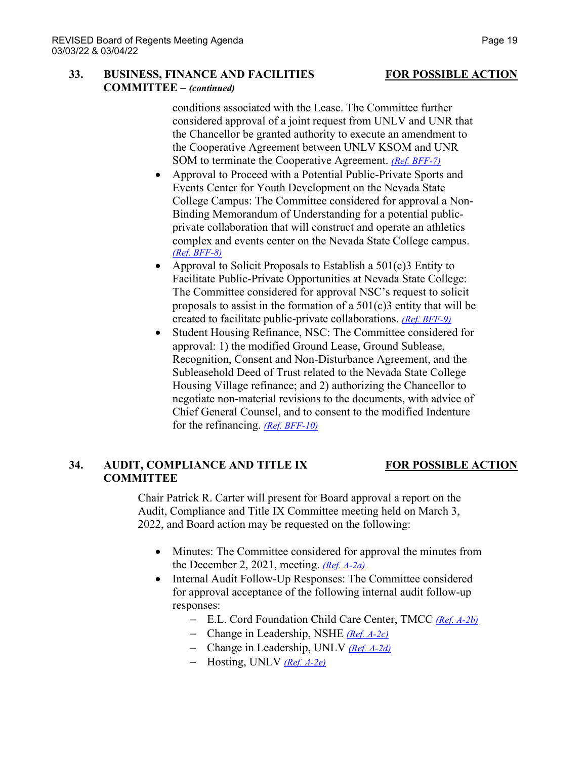**33. BUSINESS, FINANCE AND FACILITIES COMMITTEE –** ***(continued)*** **FOR POSSIBLE ACTION**

conditions associated with the Lease. The Committee further considered approval of a joint request from UNLV and UNR that the Chancellor be granted authority to execute an amendment to the Cooperative Agreement between UNLV KSOM and UNR SOM to terminate the Cooperative Agreement. *(Ref. BFF-7)*

- Approval to Proceed with a Potential Public-Private Sports and Events Center for Youth Development on the Nevada State College Campus: The Committee considered for approval a Non-Binding Memorandum of Understanding for a potential public-private collaboration that will construct and operate an athletics complex and events center on the Nevada State College campus. *(Ref. BFF-8)*
- Approval to Solicit Proposals to Establish a 501(c)3 Entity to Facilitate Public-Private Opportunities at Nevada State College: The Committee considered for approval NSC's request to solicit proposals to assist in the formation of a 501(c)3 entity that will be created to facilitate public-private collaborations. *(Ref. BFF-9)*
- Student Housing Refinance, NSC: The Committee considered for approval: 1) the modified Ground Lease, Ground Sublease, Recognition, Consent and Non-Disturbance Agreement, and the Subleasehold Deed of Trust related to the Nevada State College Housing Village refinance; and 2) authorizing the Chancellor to negotiate non-material revisions to the documents, with advice of Chief General Counsel, and to consent to the modified Indenture for the refinancing. *(Ref. BFF-10)*

**34. AUDIT, COMPLIANCE AND TITLE IX COMMITTEE** **FOR POSSIBLE ACTION**

Chair Patrick R. Carter will present for Board approval a report on the Audit, Compliance and Title IX Committee meeting held on March 3, 2022, and Board action may be requested on the following:

- Minutes: The Committee considered for approval the minutes from the December 2, 2021, meeting. *(Ref. A-2a)*
- Internal Audit Follow-Up Responses: The Committee considered for approval acceptance of the following internal audit follow-up responses:
  - E.L. Cord Foundation Child Care Center, TMCC *(Ref. A-2b)*
  - Change in Leadership, NSHE *(Ref. A-2c)*
  - Change in Leadership, UNLV *(Ref. A-2d)*
  - Hosting, UNLV *(Ref. A-2e)*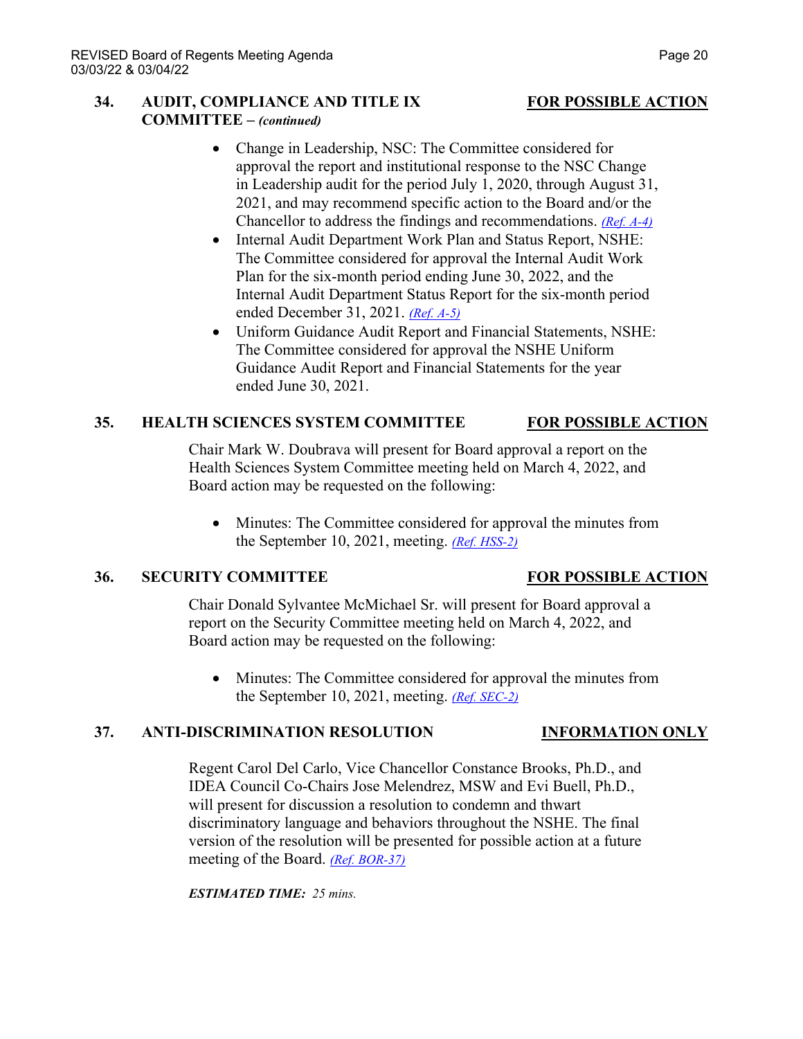## 34. AUDIT, COMPLIANCE AND TITLE IX COMMITTEE – *(continued)* **FOR POSSIBLE ACTION**

- Change in Leadership, NSC: The Committee considered for approval the report and institutional response to the NSC Change in Leadership audit for the period July 1, 2020, through August 31, 2021, and may recommend specific action to the Board and/or the Chancellor to address the findings and recommendations. *(Ref. A-4)*
- Internal Audit Department Work Plan and Status Report, NSHE: The Committee considered for approval the Internal Audit Work Plan for the six-month period ending June 30, 2022, and the Internal Audit Department Status Report for the six-month period ended December 31, 2021. *(Ref. A-5)*
- Uniform Guidance Audit Report and Financial Statements, NSHE: The Committee considered for approval the NSHE Uniform Guidance Audit Report and Financial Statements for the year ended June 30, 2021.

## 35. HEALTH SCIENCES SYSTEM COMMITTEE **FOR POSSIBLE ACTION**

Chair Mark W. Doubrava will present for Board approval a report on the Health Sciences System Committee meeting held on March 4, 2022, and Board action may be requested on the following:

- Minutes: The Committee considered for approval the minutes from the September 10, 2021, meeting. *(Ref. HSS-2)*

## 36. SECURITY COMMITTEE **FOR POSSIBLE ACTION**

Chair Donald Sylvantee McMichael Sr. will present for Board approval a report on the Security Committee meeting held on March 4, 2022, and Board action may be requested on the following:

- Minutes: The Committee considered for approval the minutes from the September 10, 2021, meeting. *(Ref. SEC-2)*

## 37. ANTI-DISCRIMINATION RESOLUTION **INFORMATION ONLY**

Regent Carol Del Carlo, Vice Chancellor Constance Brooks, Ph.D., and IDEA Council Co-Chairs Jose Melendrez, MSW and Evi Buell, Ph.D., will present for discussion a resolution to condemn and thwart discriminatory language and behaviors throughout the NSHE. The final version of the resolution will be presented for possible action at a future meeting of the Board. *(Ref. BOR-37)*

***ESTIMATED TIME:*** *25 mins.*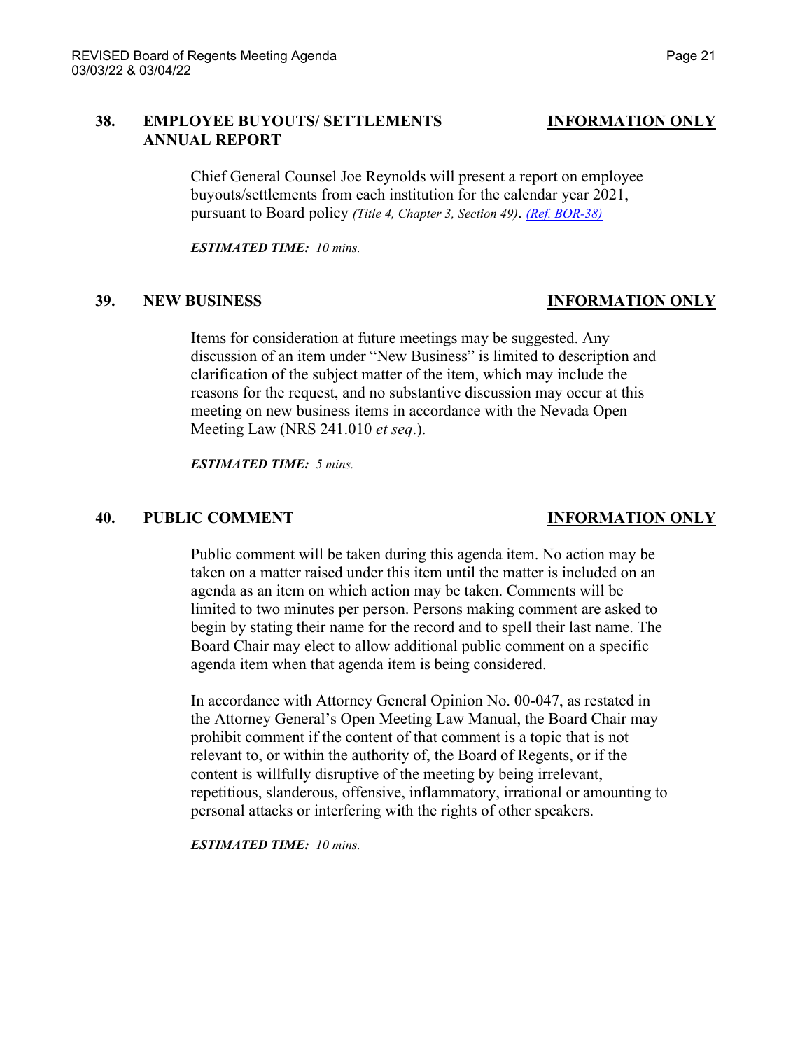## 38. EMPLOYEE BUYOUTS/ SETTLEMENTS ANNUAL REPORT — **INFORMATION ONLY**

Chief General Counsel Joe Reynolds will present a report on employee buyouts/settlements from each institution for the calendar year 2021, pursuant to Board policy *(Title 4, Chapter 3, Section 49)*. *(Ref. BOR-38)*

***ESTIMATED TIME:*** *10 mins.*

## 39. NEW BUSINESS — **INFORMATION ONLY**

Items for consideration at future meetings may be suggested. Any discussion of an item under "New Business" is limited to description and clarification of the subject matter of the item, which may include the reasons for the request, and no substantive discussion may occur at this meeting on new business items in accordance with the Nevada Open Meeting Law (NRS 241.010 *et seq*.).

***ESTIMATED TIME:*** *5 mins.*

## 40. PUBLIC COMMENT — **INFORMATION ONLY**

Public comment will be taken during this agenda item. No action may be taken on a matter raised under this item until the matter is included on an agenda as an item on which action may be taken. Comments will be limited to two minutes per person. Persons making comment are asked to begin by stating their name for the record and to spell their last name. The Board Chair may elect to allow additional public comment on a specific agenda item when that agenda item is being considered.

In accordance with Attorney General Opinion No. 00-047, as restated in the Attorney General's Open Meeting Law Manual, the Board Chair may prohibit comment if the content of that comment is a topic that is not relevant to, or within the authority of, the Board of Regents, or if the content is willfully disruptive of the meeting by being irrelevant, repetitious, slanderous, offensive, inflammatory, irrational or amounting to personal attacks or interfering with the rights of other speakers.

***ESTIMATED TIME:*** *10 mins.*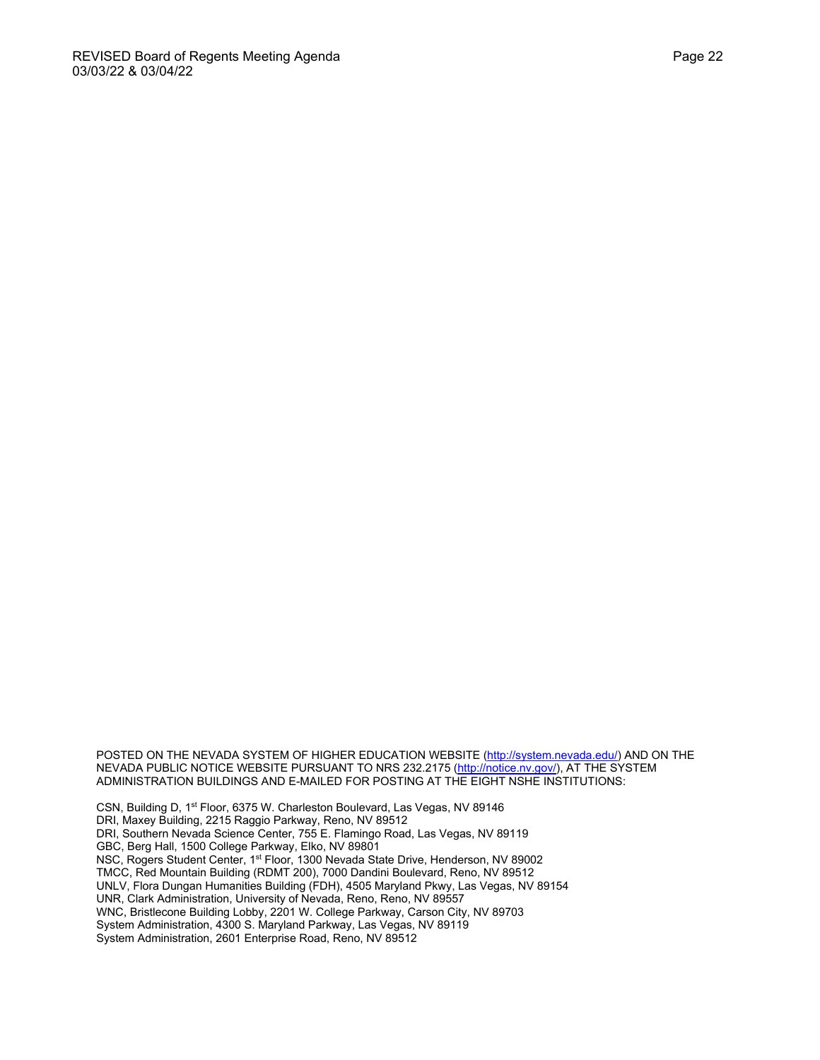POSTED ON THE NEVADA SYSTEM OF HIGHER EDUCATION WEBSITE (http://system.nevada.edu/) AND ON THE NEVADA PUBLIC NOTICE WEBSITE PURSUANT TO NRS 232.2175 (http://notice.nv.gov/), AT THE SYSTEM ADMINISTRATION BUILDINGS AND E-MAILED FOR POSTING AT THE EIGHT NSHE INSTITUTIONS:

CSN, Building D, 1st Floor, 6375 W. Charleston Boulevard, Las Vegas, NV 89146
DRI, Maxey Building, 2215 Raggio Parkway, Reno, NV 89512
DRI, Southern Nevada Science Center, 755 E. Flamingo Road, Las Vegas, NV 89119
GBC, Berg Hall, 1500 College Parkway, Elko, NV 89801
NSC, Rogers Student Center, 1st Floor, 1300 Nevada State Drive, Henderson, NV 89002
TMCC, Red Mountain Building (RDMT 200), 7000 Dandini Boulevard, Reno, NV 89512
UNLV, Flora Dungan Humanities Building (FDH), 4505 Maryland Pkwy, Las Vegas, NV 89154
UNR, Clark Administration, University of Nevada, Reno, Reno, NV 89557
WNC, Bristlecone Building Lobby, 2201 W. College Parkway, Carson City, NV 89703
System Administration, 4300 S. Maryland Parkway, Las Vegas, NV 89119
System Administration, 2601 Enterprise Road, Reno, NV 89512